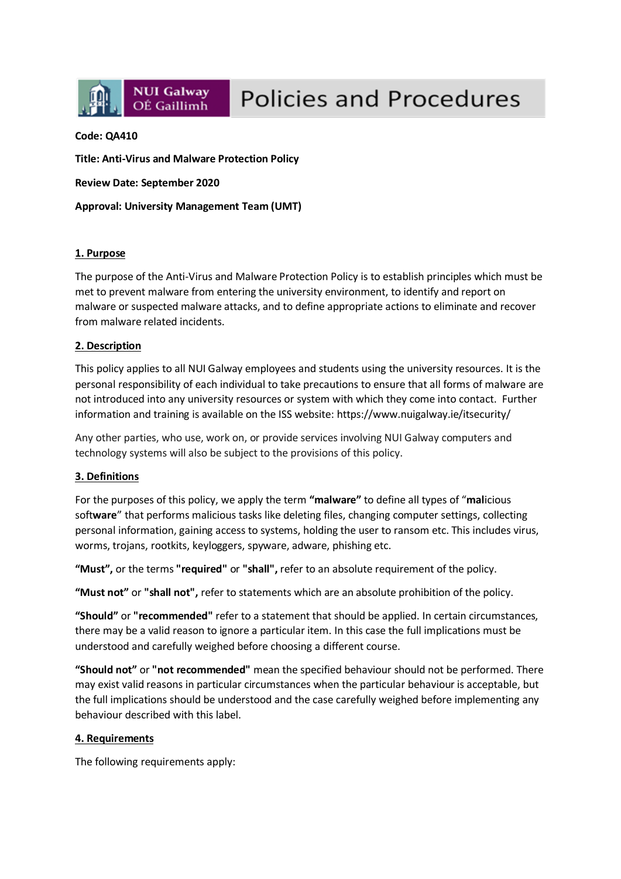# Policies and Procedures

**Code: QA410**

**Title: Anti-Virus and Malware Protection Policy**

**Review Date: September 2020**

**Approval: University Management Team (UMT)**

## 1. Purpose

The purpose of the Anti-Virus and Malware Protection Policy is to establish principles which must be met to prevent malware from entering the university environment, to identify and report on malware or suspected malware attacks, and to define appropriate actions to eliminate and recover from malware related incidents.

## 2. Description

This policy applies to all NUI Galway employees and students using the university resources. It is the personal responsibility of each individual to take precautions to ensure that all forms of malware are not introduced into any university resources or system with which they come into contact. Further information and training is available on the ISS website: https://www.nuigalway.ie/itsecurity/

Any other parties, who use, work on, or provide services involving NUI Galway computers and technology systems will also be subject to the provisions of this policy.

## 3. Definitions

For the purposes of this policy, we apply the term **"malware"** to define all types of "**mal**icious soft**ware**" that performs malicious tasks like deleting files, changing computer settings, collecting personal information, gaining access to systems, holding the user to ransom etc. This includes virus, worms, trojans, rootkits, keyloggers, spyware, adware, phishing etc.

**"Must",** or the terms **"required"** or **"shall",** refer to an absolute requirement of the policy.

**"Must not"** or **"shall not",** refer to statements which are an absolute prohibition of the policy.

**"Should"** or **"recommended"** refer to a statement that should be applied. In certain circumstances, there may be a valid reason to ignore a particular item. In this case the full implications must be understood and carefully weighed before choosing a different course.

**"Should not"** or **"not recommended"** mean the specified behaviour should not be performed. There may exist valid reasons in particular circumstances when the particular behaviour is acceptable, but the full implications should be understood and the case carefully weighed before implementing any behaviour described with this label.

## 4. Requirements

The following requirements apply: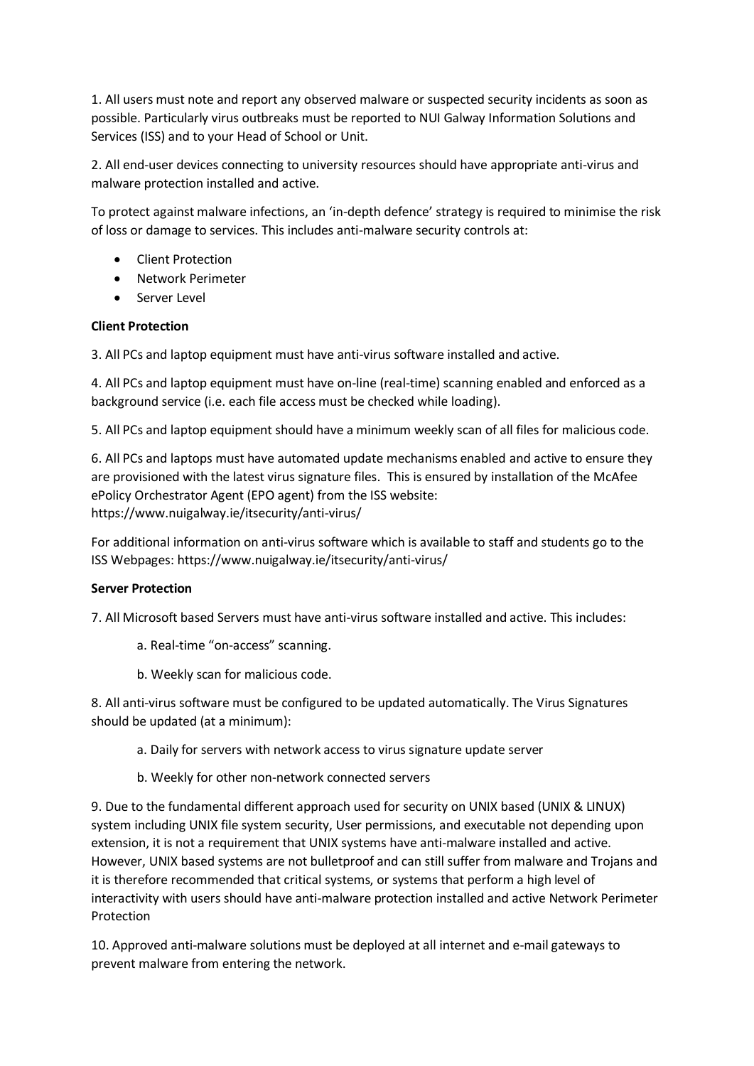1. All users must note and report any observed malware or suspected security incidents as soon as possible. Particularly virus outbreaks must be reported to NUI Galway Information Solutions and Services (ISS) and to your Head of School or Unit.

2. All end-user devices connecting to university resources should have appropriate anti-virus and malware protection installed and active.

To protect against malware infections, an 'in-depth defence' strategy is required to minimise the risk of loss or damage to services. This includes anti-malware security controls at:

- Client Protection
- Network Perimeter
- Server Level

**Client Protection**

3. All PCs and laptop equipment must have anti-virus software installed and active.

4. All PCs and laptop equipment must have on-line (real-time) scanning enabled and enforced as a background service (i.e. each file access must be checked while loading).

5. All PCs and laptop equipment should have a minimum weekly scan of all files for malicious code.

6. All PCs and laptops must have automated update mechanisms enabled and active to ensure they are provisioned with the latest virus signature files. This is ensured by installation of the McAfee ePolicy Orchestrator Agent (EPO agent) from the ISS website: https://www.nuigalway.ie/itsecurity/anti-virus/

For additional information on anti-virus software which is available to staff and students go to the ISS Webpages: https://www.nuigalway.ie/itsecurity/anti-virus/

**Server Protection**

7. All Microsoft based Servers must have anti-virus software installed and active. This includes:

   a. Real-time "on-access" scanning.

   b. Weekly scan for malicious code.

8. All anti-virus software must be configured to be updated automatically. The Virus Signatures should be updated (at a minimum):

   a. Daily for servers with network access to virus signature update server

   b. Weekly for other non-network connected servers

9. Due to the fundamental different approach used for security on UNIX based (UNIX & LINUX) system including UNIX file system security, User permissions, and executable not depending upon extension, it is not a requirement that UNIX systems have anti-malware installed and active. However, UNIX based systems are not bulletproof and can still suffer from malware and Trojans and it is therefore recommended that critical systems, or systems that perform a high level of interactivity with users should have anti-malware protection installed and active Network Perimeter Protection

10. Approved anti-malware solutions must be deployed at all internet and e-mail gateways to prevent malware from entering the network.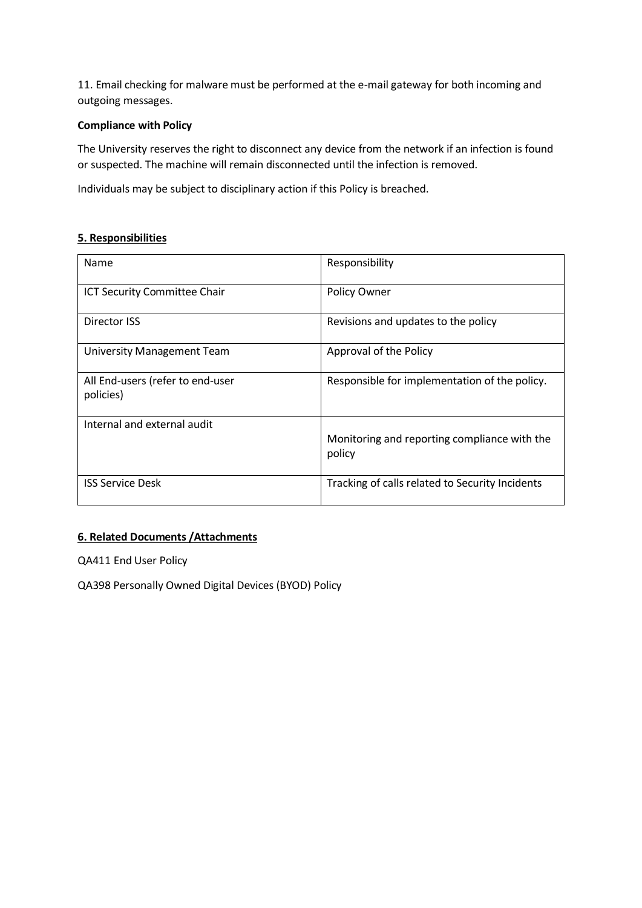11. Email checking for malware must be performed at the e-mail gateway for both incoming and outgoing messages.

**Compliance with Policy**

The University reserves the right to disconnect any device from the network if an infection is found or suspected. The machine will remain disconnected until the infection is removed.

Individuals may be subject to disciplinary action if this Policy is breached.

## 5. Responsibilities

| Name | Responsibility |
|---|---|
| ICT Security Committee Chair | Policy Owner |
| Director ISS | Revisions and updates to the policy |
| University Management Team | Approval of the Policy |
| All End-users (refer to end-user policies) | Responsible for implementation of the policy. |
| Internal and external audit | Monitoring and reporting compliance with the policy |
| ISS Service Desk | Tracking of calls related to Security Incidents |

## 6. Related Documents /Attachments

QA411 End User Policy

QA398 Personally Owned Digital Devices (BYOD) Policy